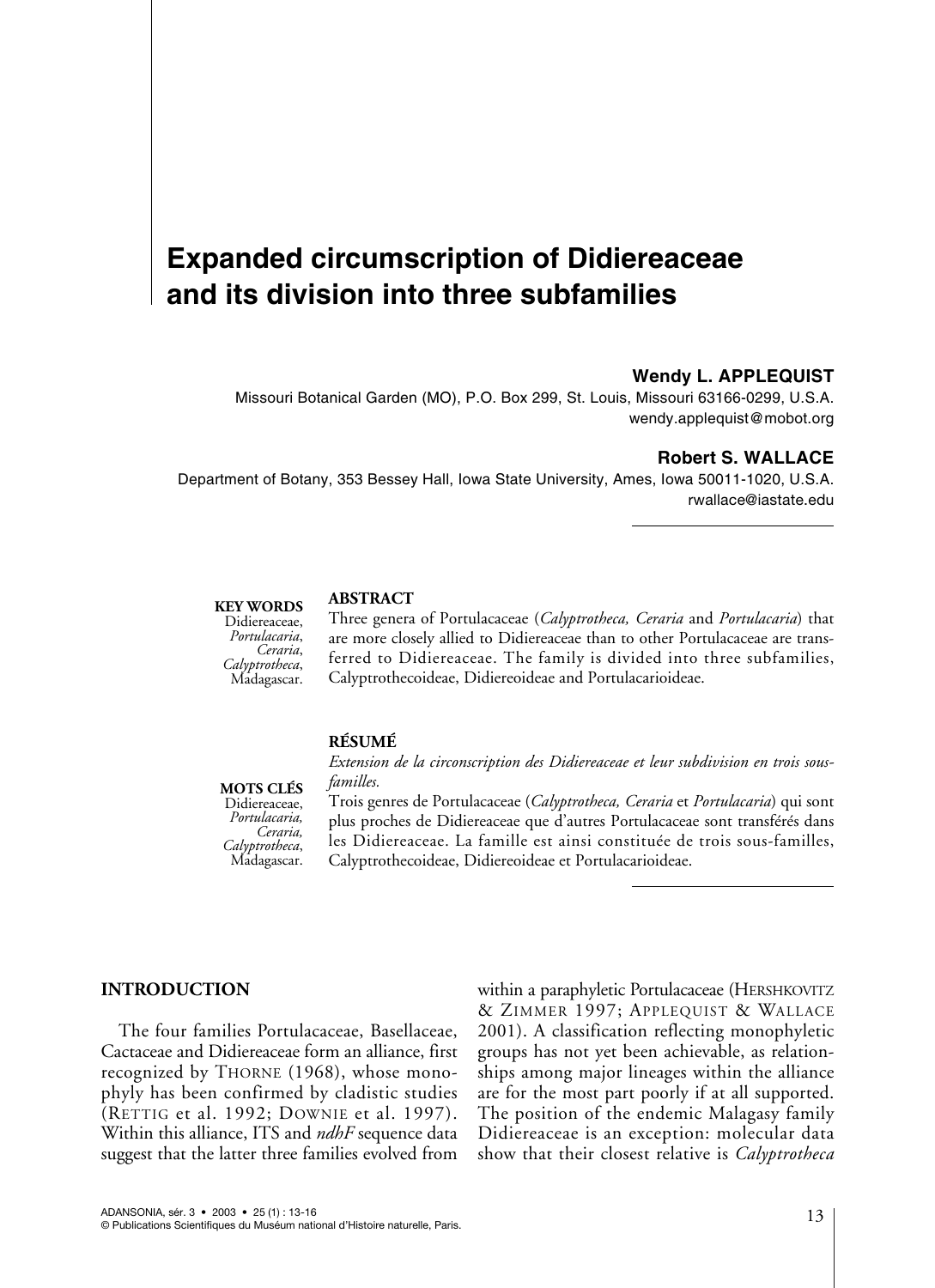# Expanded circumscription of Didiereaceae and its division into three subfamilies

**Wendy L. APPLEQUIST**

Missouri Botanical Garden (MO), P.O. Box 299, St. Louis, Missouri 63166-0299, U.S.A.
wendy.applequist@mobot.org

**Robert S. WALLACE**

Department of Botany, 353 Bessey Hall, Iowa State University, Ames, Iowa 50011-1020, U.S.A.
rwallace@iastate.edu

**KEY WORDS**
Didiereaceae, *Portulacaria*, *Ceraria*, *Calyptrotheca*, Madagascar.

**ABSTRACT**

Three genera of Portulacaceae (*Calyptrotheca, Ceraria* and *Portulacaria*) that are more closely allied to Didiereaceae than to other Portulacaceae are transferred to Didiereaceae. The family is divided into three subfamilies, Calyptrothecoideae, Didiereoideae and Portulacarioideae.

**MOTS CLÉS**
Didiereaceae, *Portulacaria, Ceraria, Calyptrotheca*, Madagascar.

**RÉSUMÉ**

*Extension de la circonscription des Didiereaceae et leur subdivision en trois sous-familles.*

Trois genres de Portulacaceae (*Calyptrotheca, Ceraria* et *Portulacaria*) qui sont plus proches de Didiereaceae que d'autres Portulacaceae sont transférés dans les Didiereaceae. La famille est ainsi constituée de trois sous-familles, Calyptrothecoideae, Didiereoideae et Portulacarioideae.

## INTRODUCTION

The four families Portulacaceae, Basellaceae, Cactaceae and Didiereaceae form an alliance, first recognized by THORNE (1968), whose monophyly has been confirmed by cladistic studies (RETTIG et al. 1992; DOWNIE et al. 1997). Within this alliance, ITS and *ndhF* sequence data suggest that the latter three families evolved from within a paraphyletic Portulacaceae (HERSHKOVITZ & ZIMMER 1997; APPLEQUIST & WALLACE 2001). A classification reflecting monophyletic groups has not yet been achievable, as relationships among major lineages within the alliance are for the most part poorly if at all supported. The position of the endemic Malagasy family Didiereaceae is an exception: molecular data show that their closest relative is *Calyptrotheca*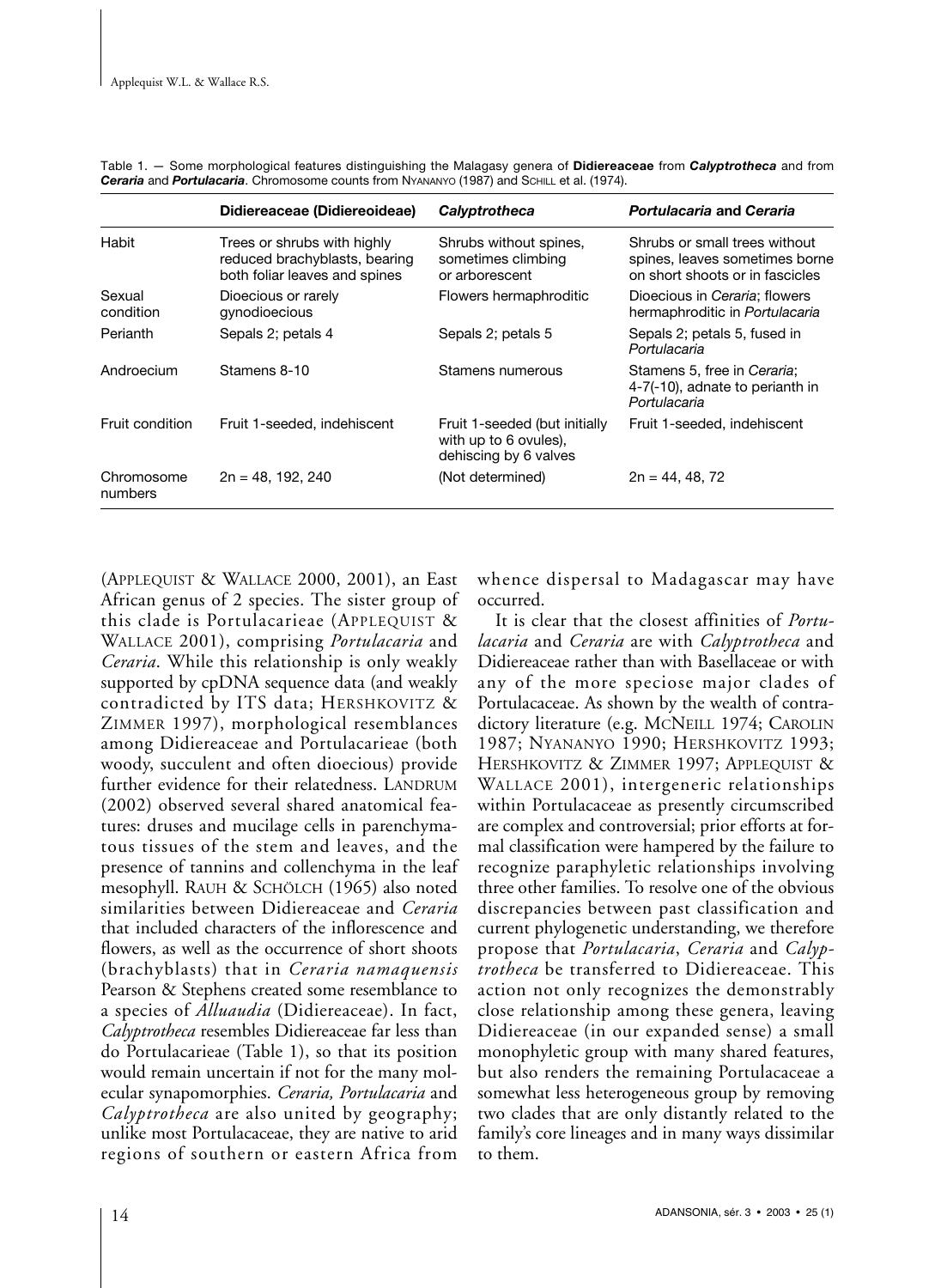Table 1. — Some morphological features distinguishing the Malagasy genera of **Didiereaceae** from ***Calyptrotheca*** and from ***Ceraria*** and ***Portulacaria***. Chromosome counts from NYANANYO (1987) and SCHILL et al. (1974).

| | **Didiereaceae (Didiereoideae)** | ***Calyptrotheca*** | ***Portulacaria* and *Ceraria*** |
|---|---|---|---|
| Habit | Trees or shrubs with highly reduced brachyblasts, bearing both foliar leaves and spines | Shrubs without spines, sometimes climbing or arborescent | Shrubs or small trees without spines, leaves sometimes borne on short shoots or in fascicles |
| Sexual condition | Dioecious or rarely gynodioecious | Flowers hermaphroditic | Dioecious in *Ceraria*; flowers hermaphroditic in *Portulacaria* |
| Perianth | Sepals 2; petals 4 | Sepals 2; petals 5 | Sepals 2; petals 5, fused in *Portulacaria* |
| Androecium | Stamens 8-10 | Stamens numerous | Stamens 5, free in *Ceraria*; 4-7(-10), adnate to perianth in *Portulacaria* |
| Fruit condition | Fruit 1-seeded, indehiscent | Fruit 1-seeded (but initially with up to 6 ovules), dehiscing by 6 valves | Fruit 1-seeded, indehiscent |
| Chromosome numbers | 2n = 48, 192, 240 | (Not determined) | 2n = 44, 48, 72 |

(APPLEQUIST & WALLACE 2000, 2001), an East African genus of 2 species. The sister group of this clade is Portulacarieae (APPLEQUIST & WALLACE 2001), comprising *Portulacaria* and *Ceraria*. While this relationship is only weakly supported by cpDNA sequence data (and weakly contradicted by ITS data; HERSHKOVITZ & ZIMMER 1997), morphological resemblances among Didiereaceae and Portulacarieae (both woody, succulent and often dioecious) provide further evidence for their relatedness. LANDRUM (2002) observed several shared anatomical features: druses and mucilage cells in parenchymatous tissues of the stem and leaves, and the presence of tannins and collenchyma in the leaf mesophyll. RAUH & SCHÖLCH (1965) also noted similarities between Didiereaceae and *Ceraria* that included characters of the inflorescence and flowers, as well as the occurrence of short shoots (brachyblasts) that in *Ceraria namaquensis* Pearson & Stephens created some resemblance to a species of *Alluaudia* (Didiereaceae). In fact, *Calyptrotheca* resembles Didiereaceae far less than do Portulacarieae (Table 1), so that its position would remain uncertain if not for the many molecular synapomorphies. *Ceraria, Portulacaria* and *Calyptrotheca* are also united by geography; unlike most Portulacaceae, they are native to arid regions of southern or eastern Africa from whence dispersal to Madagascar may have occurred.

It is clear that the closest affinities of *Portulacaria* and *Ceraria* are with *Calyptrotheca* and Didiereaceae rather than with Basellaceae or with any of the more speciose major clades of Portulacaceae. As shown by the wealth of contradictory literature (e.g. MCNEILL 1974; CAROLIN 1987; NYANANYO 1990; HERSHKOVITZ 1993; HERSHKOVITZ & ZIMMER 1997; APPLEQUIST & WALLACE 2001), intergeneric relationships within Portulacaceae as presently circumscribed are complex and controversial; prior efforts at formal classification were hampered by the failure to recognize paraphyletic relationships involving three other families. To resolve one of the obvious discrepancies between past classification and current phylogenetic understanding, we therefore propose that *Portulacaria*, *Ceraria* and *Calyptrotheca* be transferred to Didiereaceae. This action not only recognizes the demonstrably close relationship among these genera, leaving Didiereaceae (in our expanded sense) a small monophyletic group with many shared features, but also renders the remaining Portulacaceae a somewhat less heterogeneous group by removing two clades that are only distantly related to the family's core lineages and in many ways dissimilar to them.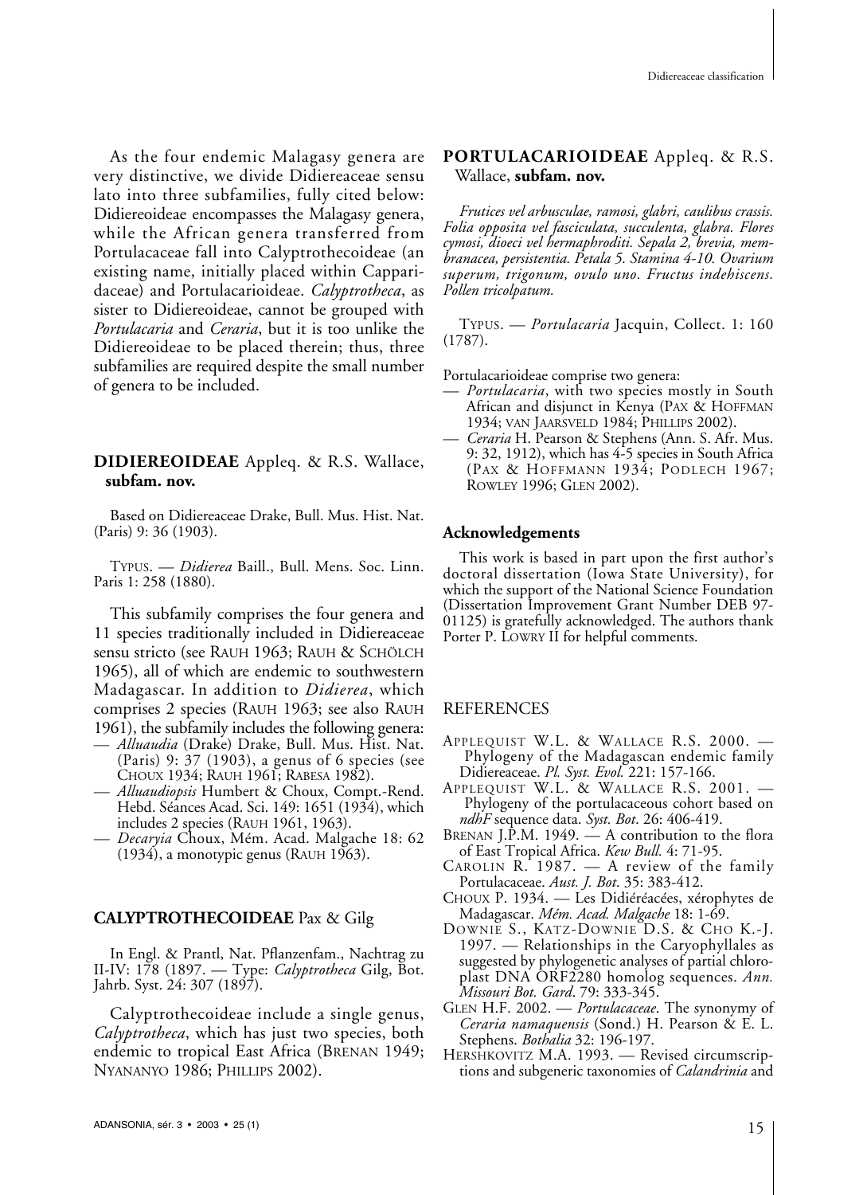As the four endemic Malagasy genera are very distinctive, we divide Didiereaceae sensu lato into three subfamilies, fully cited below: Didiereoideae encompasses the Malagasy genera, while the African genera transferred from Portulacaceae fall into Calyptrothecoideae (an existing name, initially placed within Capparidaceae) and Portulacarioideae. *Calyptrotheca*, as sister to Didiereoideae, cannot be grouped with *Portulacaria* and *Ceraria*, but it is too unlike the Didiereoideae to be placed therein; thus, three subfamilies are required despite the small number of genera to be included.

## DIDIEREOIDEAE Appleq. & R.S. Wallace, subfam. nov.

Based on Didiereaceae Drake, Bull. Mus. Hist. Nat. (Paris) 9: 36 (1903).

TYPUS. — *Didierea* Baill., Bull. Mens. Soc. Linn. Paris 1: 258 (1880).

This subfamily comprises the four genera and 11 species traditionally included in Didiereaceae sensu stricto (see RAUH 1963; RAUH & SCHÖLCH 1965), all of which are endemic to southwestern Madagascar. In addition to *Didierea*, which comprises 2 species (RAUH 1963; see also RAUH 1961), the subfamily includes the following genera:

- *Alluaudia* (Drake) Drake, Bull. Mus. Hist. Nat. (Paris) 9: 37 (1903), a genus of 6 species (see CHOUX 1934; RAUH 1961; RABESA 1982).
- *Alluaudiopsis* Humbert & Choux, Compt.-Rend. Hebd. Séances Acad. Sci. 149: 1651 (1934), which includes 2 species (RAUH 1961, 1963).
- *Decaryia* Choux, Mém. Acad. Malgache 18: 62 (1934), a monotypic genus (RAUH 1963).

## CALYPTROTHECOIDEAE Pax & Gilg

In Engl. & Prantl, Nat. Pflanzenfam., Nachtrag zu II-IV: 178 (1897. — Type: *Calyptrotheca* Gilg, Bot. Jahrb. Syst. 24: 307 (1897).

Calyptrothecoideae include a single genus, *Calyptrotheca*, which has just two species, both endemic to tropical East Africa (BRENAN 1949; NYANANYO 1986; PHILLIPS 2002).

## PORTULACARIOIDEAE Appleq. & R.S. Wallace, subfam. nov.

*Frutices vel arbusculae, ramosi, glabri, caulibus crassis. Folia opposita vel fasciculata, succulenta, glabra. Flores cymosi, dioeci vel hermaphroditi. Sepala 2, brevia, membranacea, persistentia. Petala 5. Stamina 4-10. Ovarium superum, trigonum, ovulo uno. Fructus indehiscens. Pollen tricolpatum.*

TYPUS. — *Portulacaria* Jacquin, Collect. 1: 160 (1787).

Portulacarioideae comprise two genera:

- *Portulacaria*, with two species mostly in South African and disjunct in Kenya (PAX & HOFFMAN 1934; VAN JAARSVELD 1984; PHILLIPS 2002).
- *Ceraria* H. Pearson & Stephens (Ann. S. Afr. Mus. 9: 32, 1912), which has 4-5 species in South Africa (PAX & HOFFMANN 1934; PODLECH 1967; ROWLEY 1996; GLEN 2002).

### Acknowledgements

This work is based in part upon the first author's doctoral dissertation (Iowa State University), for which the support of the National Science Foundation (Dissertation Improvement Grant Number DEB 97-01125) is gratefully acknowledged. The authors thank Porter P. LOWRY II for helpful comments.

## REFERENCES

APPLEQUIST W.L. & WALLACE R.S. 2000. — Phylogeny of the Madagascan endemic family Didiereaceae. *Pl. Syst. Evol.* 221: 157-166.

APPLEQUIST W.L. & WALLACE R.S. 2001. — Phylogeny of the portulacaceous cohort based on *ndhF* sequence data. *Syst. Bot*. 26: 406-419.

BRENAN J.P.M. 1949. — A contribution to the flora of East Tropical Africa. *Kew Bull.* 4: 71-95.

CAROLIN R. 1987. — A review of the family Portulacaceae. *Aust. J. Bot*. 35: 383-412.

CHOUX P. 1934. — Les Didiéréacées, xérophytes de Madagascar. *Mém. Acad. Malgache* 18: 1-69.

DOWNIE S., KATZ-DOWNIE D.S. & CHO K.-J. 1997. — Relationships in the Caryophyllales as suggested by phylogenetic analyses of partial chloroplast DNA ORF2280 homolog sequences. *Ann. Missouri Bot. Gard*. 79: 333-345.

GLEN H.F. 2002. — *Portulacaceae*. The synonymy of *Ceraria namaquensis* (Sond.) H. Pearson & E. L. Stephens. *Bothalia* 32: 196-197.

HERSHKOVITZ M.A. 1993. — Revised circumscriptions and subgeneric taxonomies of *Calandrinia* and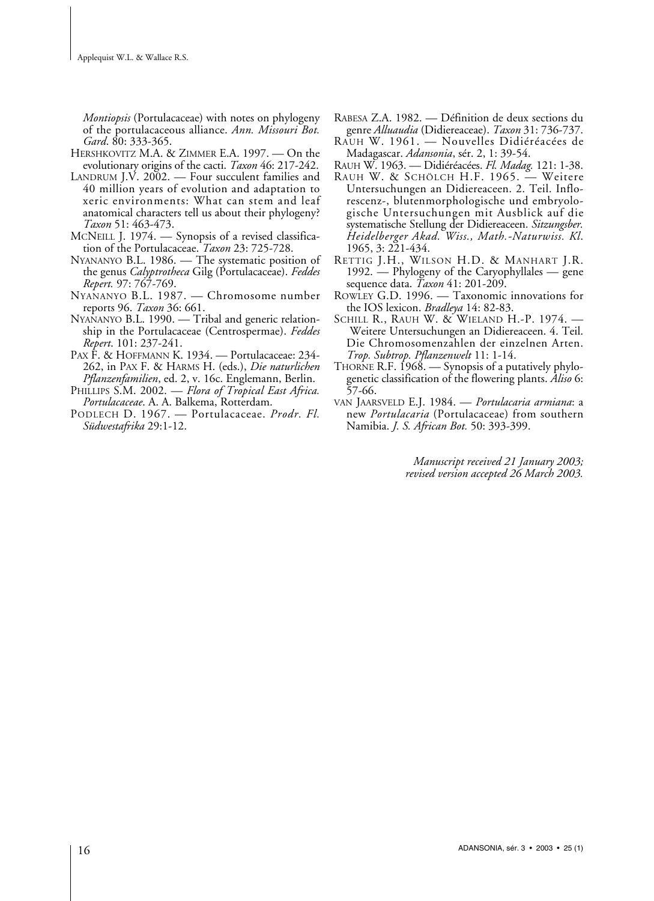*Montiopsis* (Portulacaceae) with notes on phylogeny of the portulacaceous alliance. *Ann. Missouri Bot. Gard*. 80: 333-365.

HERSHKOVITZ M.A. & ZIMMER E.A. 1997. — On the evolutionary origins of the cacti. *Taxon* 46: 217-242.

LANDRUM J.V. 2002. — Four succulent families and 40 million years of evolution and adaptation to xeric environments: What can stem and leaf anatomical characters tell us about their phylogeny? *Taxon* 51: 463-473.

MCNEILL J. 1974. — Synopsis of a revised classification of the Portulacaceae. *Taxon* 23: 725-728.

NYANANYO B.L. 1986. — The systematic position of the genus *Calyptrotheca* Gilg (Portulacaceae). *Feddes Repert.* 97: 767-769.

NYANANYO B.L. 1987. — Chromosome number reports 96. *Taxon* 36: 661.

NYANANYO B.L. 1990. — Tribal and generic relationship in the Portulacaceae (Centrospermae). *Feddes Repert*. 101: 237-241.

PAX F. & HOFFMANN K. 1934. — Portulacaceae: 234-262, in PAX F. & HARMS H. (eds.), *Die naturlichen Pflanzenfamilien*, ed. 2, v. 16c. Englemann, Berlin.

PHILLIPS S.M. 2002. — *Flora of Tropical East Africa. Portulacaceae*. A. A. Balkema, Rotterdam.

PODLECH D. 1967. — Portulacaceae. *Prodr. Fl. Südwestafrika* 29:1-12.

RABESA Z.A. 1982. — Définition de deux sections du genre *Alluaudia* (Didiereaceae). *Taxon* 31: 736-737.

RAUH W. 1961. — Nouvelles Didiéréacées de Madagascar. *Adansonia*, sér. 2, 1: 39-54.

RAUH W. 1963. — Didiéréacées. *Fl. Madag.* 121: 1-38.

RAUH W. & SCHÖLCH H.F. 1965. — Weitere Untersuchungen an Didiereaceen. 2. Teil. Infloreszenz-, blutenmorphologische und embryologische Untersuchungen mit Ausblick auf die systematische Stellung der Didiereaceen. *Sitzungsber. Heidelberger Akad. Wiss., Math.-Naturwiss. Kl*. 1965, 3: 221-434.

RETTIG J.H., WILSON H.D. & MANHART J.R. 1992. — Phylogeny of the Caryophyllales — gene sequence data. *Taxon* 41: 201-209.

ROWLEY G.D. 1996. — Taxonomic innovations for the IOS lexicon. *Bradleya* 14: 82-83.

SCHILL R., RAUH W. & WIELAND H.-P. 1974. — Weitere Untersuchungen an Didiereaceen. 4. Teil. Die Chromosomenzahlen der einzelnen Arten. *Trop. Subtrop. Pflanzenwelt* 11: 1-14.

THORNE R.F. 1968. — Synopsis of a putatively phylogenetic classification of the flowering plants. *Aliso* 6: 57-66.

VAN JAARSVELD E.J. 1984. — *Portulacaria armiana*: a new *Portulacaria* (Portulacaceae) from southern Namibia. *J. S. African Bot.* 50: 393-399.

*Manuscript received 21 January 2003; revised version accepted 26 March 2003.*